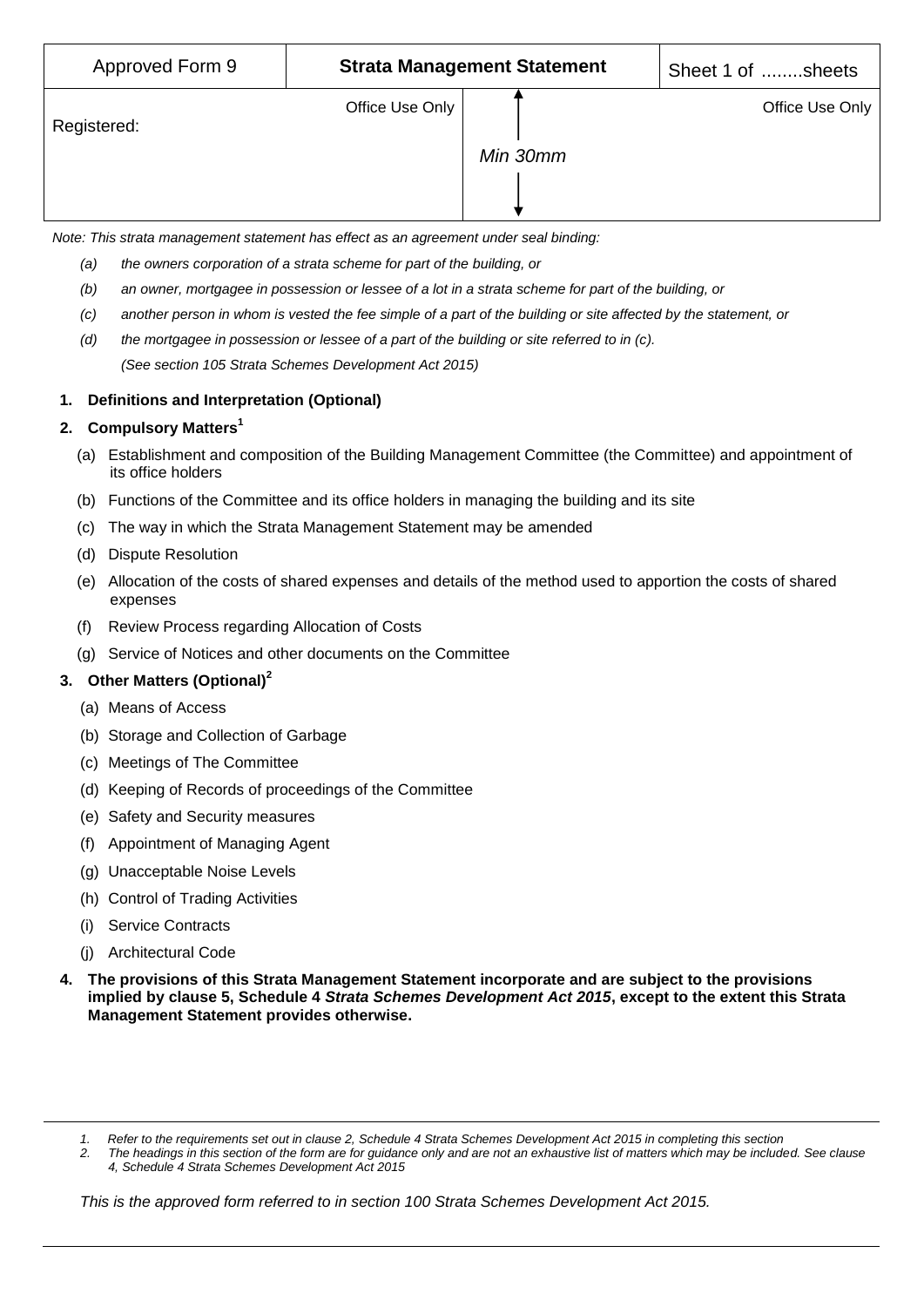| Approved Form 9 | **Strata Management Statement** | | Sheet 1 of ........sheets |
|---|---|---|---|
| Registered: | Office Use Only | Min 30mm | Office Use Only |

*Note: This strata management statement has effect as an agreement under seal binding:*

- *(a) the owners corporation of a strata scheme for part of the building, or*
- *(b) an owner, mortgagee in possession or lessee of a lot in a strata scheme for part of the building, or*
- *(c) another person in whom is vested the fee simple of a part of the building or site affected by the statement, or*
- *(d) the mortgagee in possession or lessee of a part of the building or site referred to in (c).*

  *(See section 105 Strata Schemes Development Act 2015)*

**1. Definitions and Interpretation (Optional)**

**2. Compulsory Matters[1]**

(a) Establishment and composition of the Building Management Committee (the Committee) and appointment of its office holders

(b) Functions of the Committee and its office holders in managing the building and its site

(c) The way in which the Strata Management Statement may be amended

(d) Dispute Resolution

(e) Allocation of the costs of shared expenses and details of the method used to apportion the costs of shared expenses

(f) Review Process regarding Allocation of Costs

(g) Service of Notices and other documents on the Committee

**3. Other Matters (Optional)[2]**

(a) Means of Access

(b) Storage and Collection of Garbage

(c) Meetings of The Committee

(d) Keeping of Records of proceedings of the Committee

(e) Safety and Security measures

(f) Appointment of Managing Agent

(g) Unacceptable Noise Levels

(h) Control of Trading Activities

(i) Service Contracts

(j) Architectural Code

**4. The provisions of this Strata Management Statement incorporate and are subject to the provisions implied by clause 5, Schedule 4 *Strata Schemes Development Act 2015*, except to the extent this Strata Management Statement provides otherwise.**

---

*1. Refer to the requirements set out in clause 2, Schedule 4 Strata Schemes Development Act 2015 in completing this section*

*2. The headings in this section of the form are for guidance only and are not an exhaustive list of matters which may be included. See clause 4, Schedule 4 Strata Schemes Development Act 2015*

*This is the approved form referred to in section 100 Strata Schemes Development Act 2015.*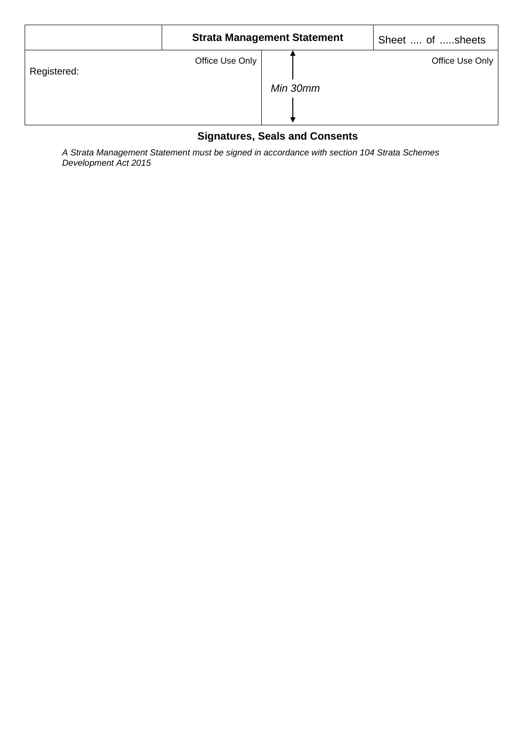| | Strata Management Statement | | Sheet .... of .....sheets |
|---|---|---|---|
| Registered: | Office Use Only | *Min 30mm* | Office Use Only |

**Signatures, Seals and Consents**

*A Strata Management Statement must be signed in accordance with section 104 Strata Schemes Development Act 2015*